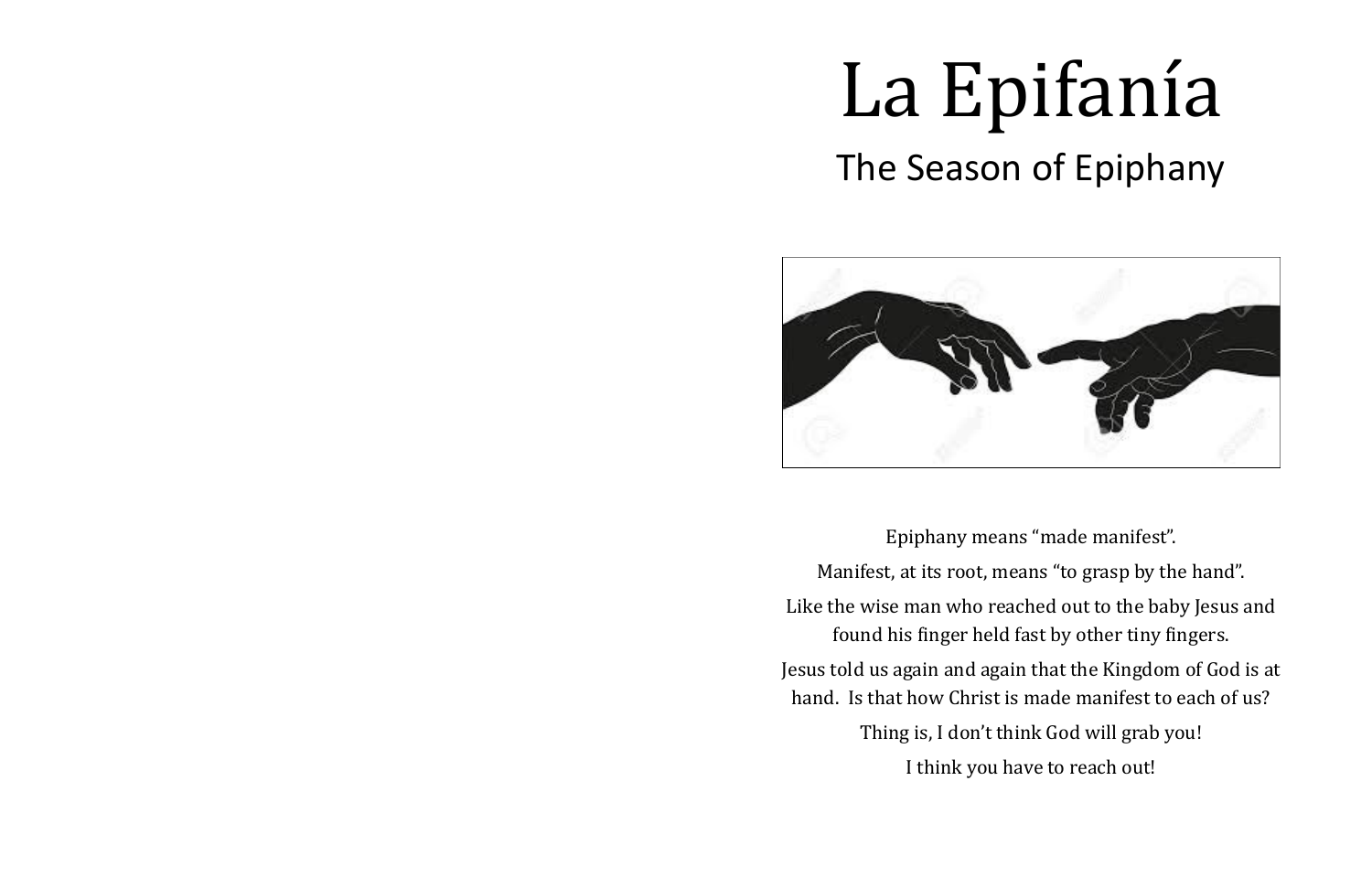# La Epifanía

## The Season of Epiphany

Epiphany means "made manifest".

Manifest, at its root, means "to grasp by the hand".

Like the wise man who reached out to the baby Jesus and found his finger held fast by other tiny fingers.

Jesus told us again and again that the Kingdom of God is at hand. Is that how Christ is made manifest to each of us?

Thing is, I don't think God will grab you!

I think you have to reach out!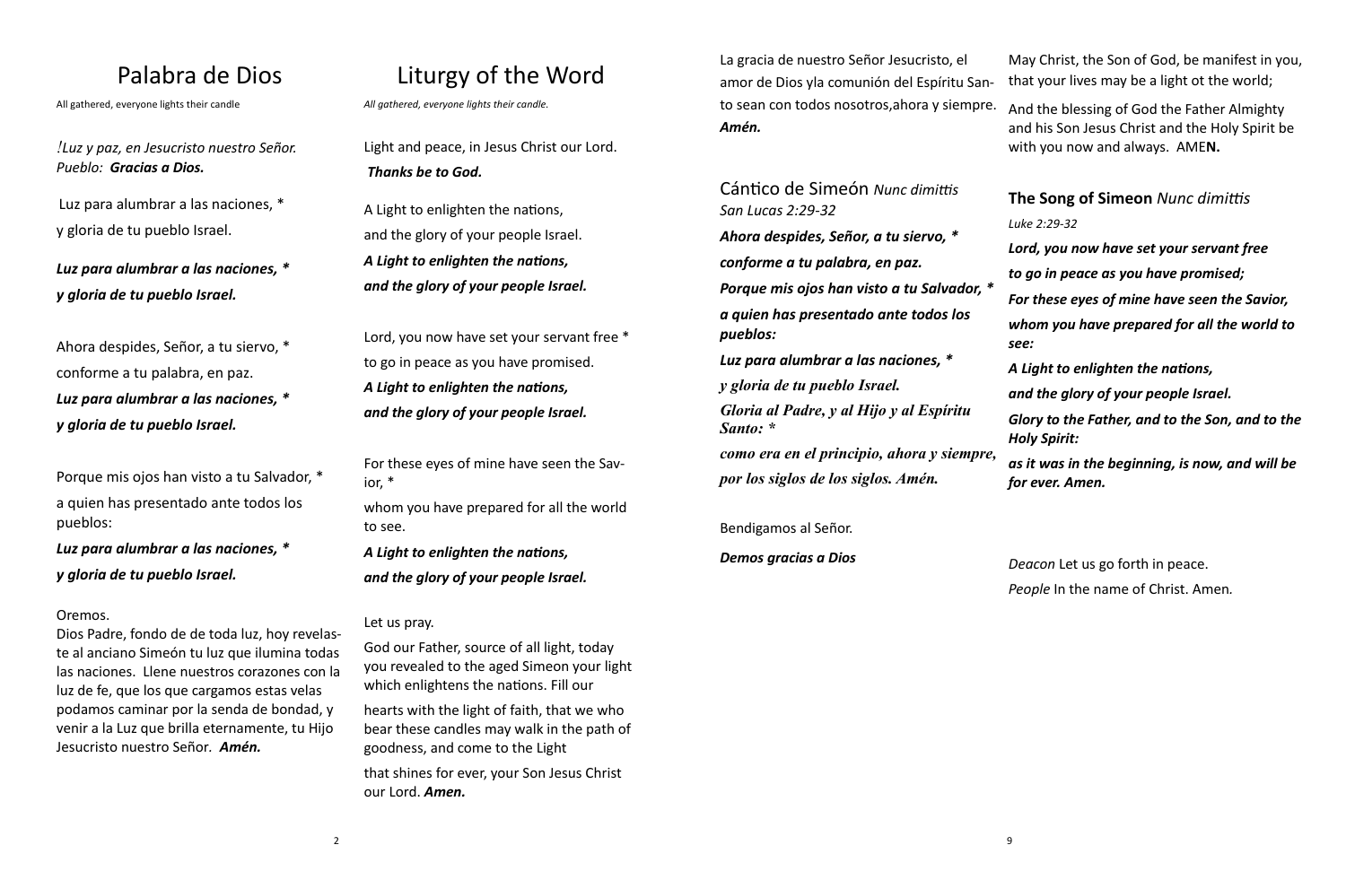# Palabra de Dios

All gathered, everyone lights their candle

*!Luz y paz, en Jesucristo nuestro Señor.*
*Pueblo:* ***Gracias a Dios.***

Luz para alumbrar a las naciones, *
y gloria de tu pueblo Israel.

***Luz para alumbrar a las naciones, ****
***y gloria de tu pueblo Israel.***

Ahora despides, Señor, a tu siervo, *
conforme a tu palabra, en paz.
***Luz para alumbrar a las naciones, ****
***y gloria de tu pueblo Israel.***

Porque mis ojos han visto a tu Salvador, *
a quien has presentado ante todos los pueblos:
***Luz para alumbrar a las naciones, ****
***y gloria de tu pueblo Israel.***

Oremos.
Dios Padre, fondo de de toda luz, hoy revelaste al anciano Simeón tu luz que ilumina todas las naciones. Llene nuestros corazones con la luz de fe, que los que cargamos estas velas podamos caminar por la senda de bondad, y venir a la Luz que brilla eternamente, tu Hijo Jesucristo nuestro Señor. ***Amén.***

# Liturgy of the Word

*All gathered, everyone lights their candle.*

Light and peace, in Jesus Christ our Lord.
***Thanks be to God.***

A Light to enlighten the nations,
and the glory of your people Israel.
***A Light to enlighten the nations,***
***and the glory of your people Israel.***

Lord, you now have set your servant free *
to go in peace as you have promised.
***A Light to enlighten the nations,***
***and the glory of your people Israel.***

For these eyes of mine have seen the Savior, *
whom you have prepared for all the world to see.
***A Light to enlighten the nations,***
***and the glory of your people Israel.***

Let us pray.
God our Father, source of all light, today you revealed to the aged Simeon your light which enlightens the nations. Fill our hearts with the light of faith, that we who bear these candles may walk in the path of goodness, and come to the Light that shines for ever, your Son Jesus Christ our Lord. ***Amen.***

La gracia de nuestro Señor Jesucristo, el amor de Dios yla comunión del Espíritu Santo sean con todos nosotros,ahora y siempre. ***Amén.***

## Cántico de Simeón *Nunc dimittis*

*San Lucas 2:29-32*

***Ahora despides, Señor, a tu siervo, ****
***conforme a tu palabra, en paz.***
***Porque mis ojos han visto a tu Salvador, ****
***a quien has presentado ante todos los pueblos:***
***Luz para alumbrar a las naciones, ****
***y gloria de tu pueblo Israel.***
***Gloria al Padre, y al Hijo y al Espíritu Santo: ****
***como era en el principio, ahora y siempre,***
***por los siglos de los siglos. Amén.***

Bendigamos al Señor.
***Demos gracias a Dios***

May Christ, the Son of God, be manifest in you, that your lives may be a light ot the world;

And the blessing of God the Father Almighty and his Son Jesus Christ and the Holy Spirit be with you now and always. AME**N.**

## The Song of Simeon *Nunc dimittis*

*Luke 2:29-32*

***Lord, you now have set your servant free***
***to go in peace as you have promised;***
***For these eyes of mine have seen the Savior,***
***whom you have prepared for all the world to see:***
***A Light to enlighten the nations,***
***and the glory of your people Israel.***
***Glory to the Father, and to the Son, and to the Holy Spirit:***
***as it was in the beginning, is now, and will be for ever. Amen.***

*Deacon* Let us go forth in peace.
*People* In the name of Christ. Amen.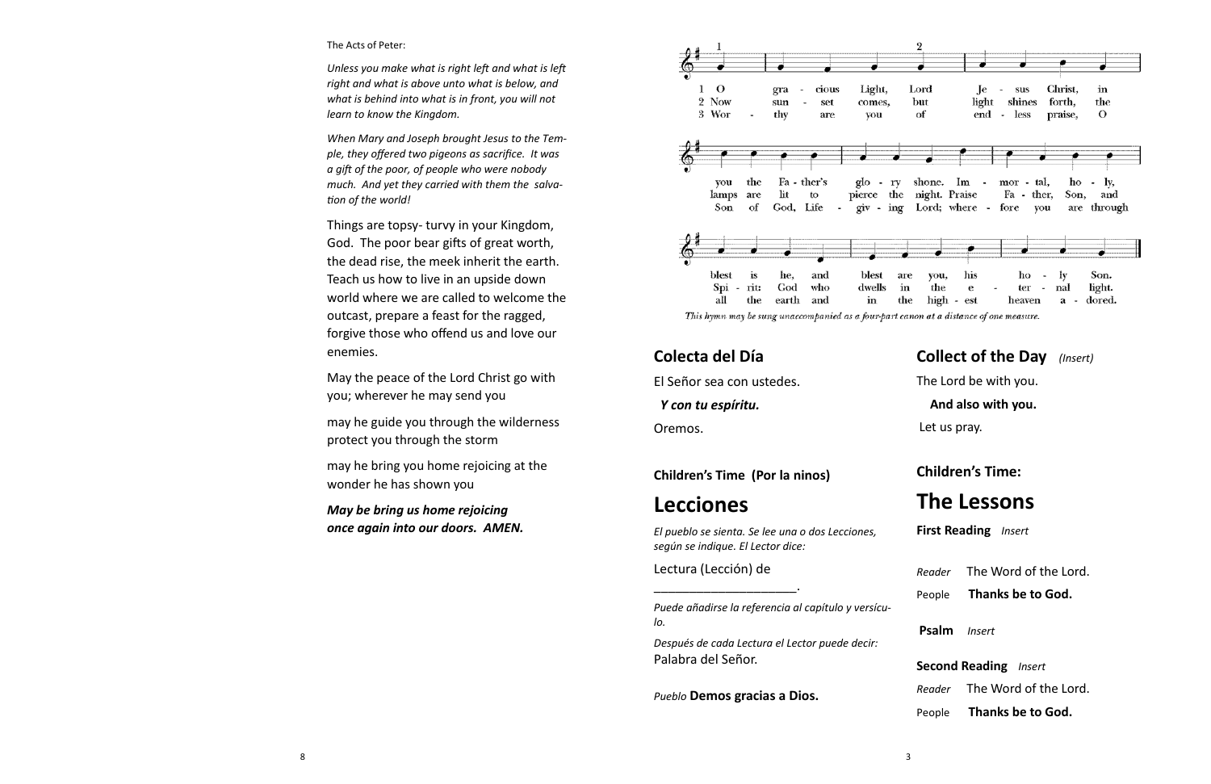The Acts of Peter:

*Unless you make what is right left and what is left right and what is above unto what is below, and what is behind into what is in front, you will not learn to know the Kingdom.*

*When Mary and Joseph brought Jesus to the Temple, they offered two pigeons as sacrifice. It was a gift of the poor, of people who were nobody much. And yet they carried with them the salvation of the world!*

Things are topsy- turvy in your Kingdom, God. The poor bear gifts of great worth, the dead rise, the meek inherit the earth. Teach us how to live in an upside down world where we are called to welcome the outcast, prepare a feast for the ragged, forgive those who offend us and love our enemies.

May the peace of the Lord Christ go with you; wherever he may send you

may he guide you through the wilderness protect you through the storm

may he bring you home rejoicing at the wonder he has shown you

***May be bring us home rejoicing once again into our doors. AMEN.***

1 O gracious Light, Lord Jesus Christ, in you the Father's glory shone. Immortal, holy, blest is he, and blest are you, his holy Son.

2 Now sunset comes, but light shines forth, the lamps are lit to pierce the night. Praise Father, Son, and Spirit: God who dwells in the eternal light.

3 Worthy are you of endless praise, O Son of God, Life-giving Lord; wherefore you are through all the earth and in the highest heaven adored.

*This hymn may be sung unaccompanied as a four-part canon at a distance of one measure.*

## Colecta del Día

El Señor sea con ustedes.

***Y con tu espíritu.***

Oremos.

**Children's Time (Por la ninos)**

# Lecciones

*El pueblo se sienta. Se lee una o dos Lecciones, según se indique. El Lector dice:*

Lectura (Lección) de ____________________.

*Puede añadirse la referencia al capítulo y versículo.*

*Después de cada Lectura el Lector puede decir:* Palabra del Señor.

*Pueblo* **Demos gracias a Dios.**

## Collect of the Day *(Insert)*

The Lord be with you.

**And also with you.**

Let us pray.

**Children's Time:**

# The Lessons

**First Reading** *Insert*

*Reader* The Word of the Lord.

People **Thanks be to God.**

**Psalm** *Insert*

**Second Reading** *Insert*

*Reader* The Word of the Lord.

People **Thanks be to God.**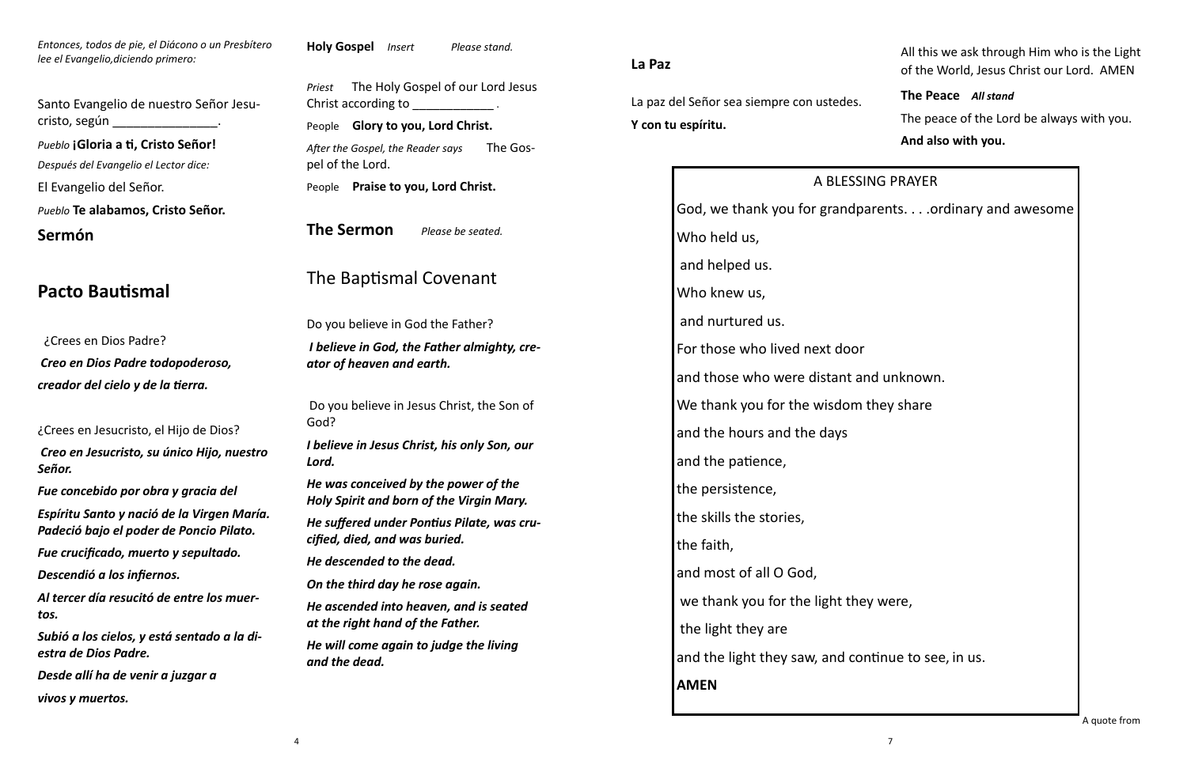*Entonces, todos de pie, el Diácono o un Presbítero lee el Evangelio,diciendo primero:*

Santo Evangelio de nuestro Señor Jesucristo, según _______________.

*Pueblo* **¡Gloria a ti, Cristo Señor!**

*Después del Evangelio el Lector dice:*

El Evangelio del Señor.

*Pueblo* **Te alabamos, Cristo Señor.**

## Sermón

## Pacto Bautismal

¿Crees en Dios Padre?

***Creo en Dios Padre todopoderoso, creador del cielo y de la tierra.***

¿Crees en Jesucristo, el Hijo de Dios?

***Creo en Jesucristo, su único Hijo, nuestro Señor.***

***Fue concebido por obra y gracia del Espíritu Santo y nació de la Virgen María.***

***Padeció bajo el poder de Poncio Pilato.***

***Fue crucificado, muerto y sepultado.***

***Descendió a los infiernos.***

***Al tercer día resucitó de entre los muertos.***

***Subió a los cielos, y está sentado a la diestra de Dios Padre.***

***Desde allí ha de venir a juzgar a vivos y muertos.***

**Holy Gospel** *Insert* *Please stand.*

*Priest* The Holy Gospel of our Lord Jesus Christ according to ____________ .

People **Glory to you, Lord Christ.**

*After the Gospel, the Reader says* The Gospel of the Lord.

People **Praise to you, Lord Christ.**

## The Sermon *Please be seated.*

## The Baptismal Covenant

Do you believe in God the Father?

***I believe in God, the Father almighty, creator of heaven and earth.***

Do you believe in Jesus Christ, the Son of God?

***I believe in Jesus Christ, his only Son, our Lord.***

***He was conceived by the power of the Holy Spirit and born of the Virgin Mary.***

***He suffered under Pontius Pilate, was crucified, died, and was buried.***

***He descended to the dead.***

***On the third day he rose again.***

***He ascended into heaven, and is seated at the right hand of the Father.***

***He will come again to judge the living and the dead.***

**La Paz**

La paz del Señor sea siempre con ustedes.

**Y con tu espíritu.**

All this we ask through Him who is the Light of the World, Jesus Christ our Lord. AMEN

**The Peace** ***All stand***

The peace of the Lord be always with you.

**And also with you.**

A BLESSING PRAYER

God, we thank you for grandparents. . . .ordinary and awesome

Who held us,

and helped us.

Who knew us,

and nurtured us.

For those who lived next door

and those who were distant and unknown.

We thank you for the wisdom they share

and the hours and the days

and the patience,

the persistence,

the skills the stories,

the faith,

and most of all O God,

we thank you for the light they were,

the light they are

and the light they saw, and continue to see, in us.

**AMEN**

A quote from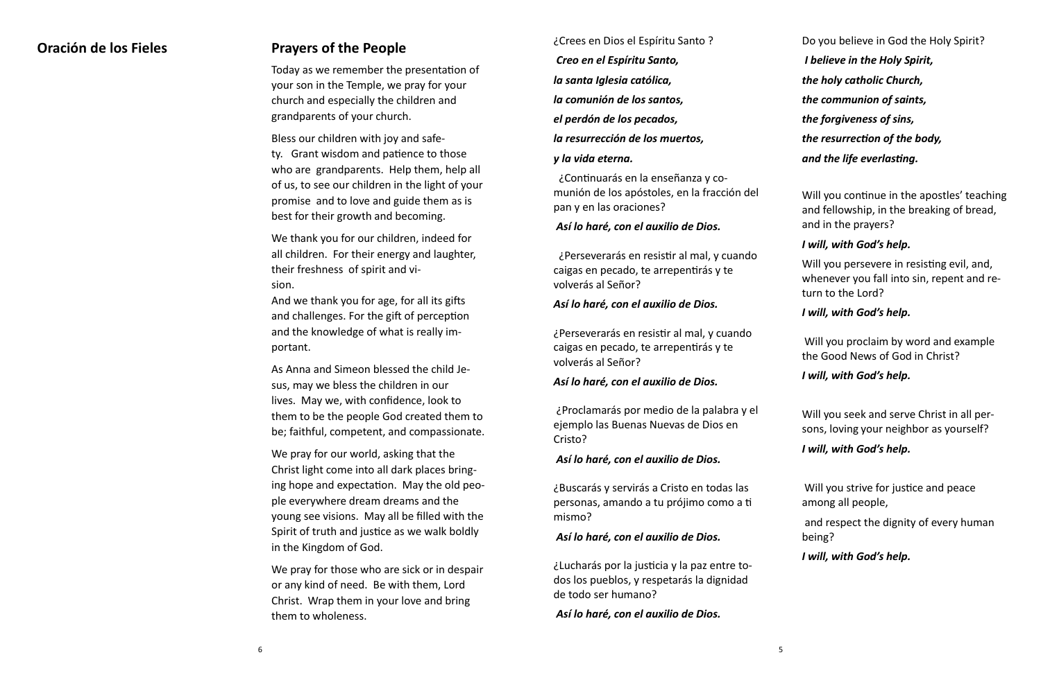## Oración de los Fieles

## Prayers of the People

Today as we remember the presentation of your son in the Temple, we pray for your church and especially the children and grandparents of your church.

Bless our children with joy and safety. Grant wisdom and patience to those who are grandparents. Help them, help all of us, to see our children in the light of your promise and to love and guide them as is best for their growth and becoming.

We thank you for our children, indeed for all children. For their energy and laughter, their freshness of spirit and vision.
And we thank you for age, for all its gifts and challenges. For the gift of perception and the knowledge of what is really important.

As Anna and Simeon blessed the child Jesus, may we bless the children in our lives. May we, with confidence, look to them to be the people God created them to be; faithful, competent, and compassionate.

We pray for our world, asking that the Christ light come into all dark places bringing hope and expectation. May the old people everywhere dream dreams and the young see visions. May all be filled with the Spirit of truth and justice as we walk boldly in the Kingdom of God.

We pray for those who are sick or in despair or any kind of need. Be with them, Lord Christ. Wrap them in your love and bring them to wholeness.

¿Crees en Dios el Espíritu Santo ?

***Creo en el Espíritu Santo,***

***la santa Iglesia católica,***

***la comunión de los santos,***

***el perdón de los pecados,***

***la resurrección de los muertos,***

***y la vida eterna.***

¿Continuarás en la enseñanza y comunión de los apóstoles, en la fracción del pan y en las oraciones?

***Así lo haré, con el auxilio de Dios.***

¿Perseverarás en resistir al mal, y cuando caigas en pecado, te arrepentirás y te volverás al Señor?

***Así lo haré, con el auxilio de Dios.***

¿Perseverarás en resistir al mal, y cuando caigas en pecado, te arrepentirás y te volverás al Señor?

***Así lo haré, con el auxilio de Dios.***

¿Proclamarás por medio de la palabra y el ejemplo las Buenas Nuevas de Dios en Cristo?

***Así lo haré, con el auxilio de Dios.***

¿Buscarás y servirás a Cristo en todas las personas, amando a tu prójimo como a ti mismo?

***Así lo haré, con el auxilio de Dios.***

¿Lucharás por la justicia y la paz entre todos los pueblos, y respetarás la dignidad de todo ser humano?

***Así lo haré, con el auxilio de Dios.***

Do you believe in God the Holy Spirit?

***I believe in the Holy Spirit,***

***the holy catholic Church,***

***the communion of saints,***

***the forgiveness of sins,***

***the resurrection of the body,***

***and the life everlasting.***

Will you continue in the apostles' teaching and fellowship, in the breaking of bread, and in the prayers?

***I will, with God's help.***

Will you persevere in resisting evil, and, whenever you fall into sin, repent and return to the Lord?

***I will, with God's help.***

Will you proclaim by word and example the Good News of God in Christ?

***I will, with God's help.***

Will you seek and serve Christ in all persons, loving your neighbor as yourself?

***I will, with God's help.***

Will you strive for justice and peace among all people,

and respect the dignity of every human being?

***I will, with God's help.***